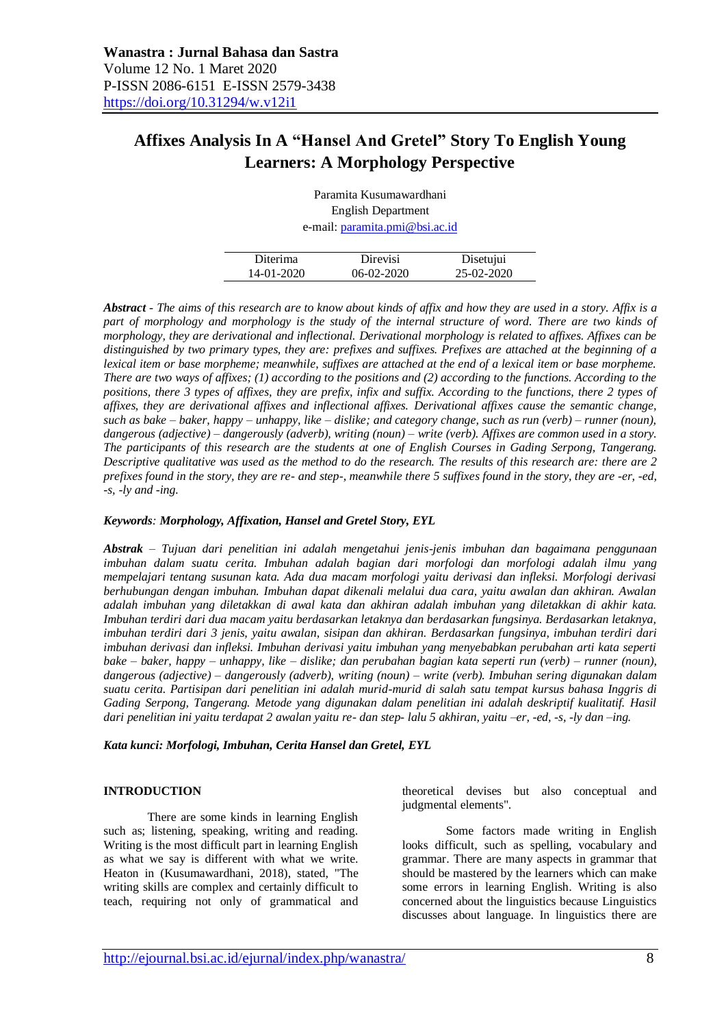# Affixes Analysis In A "Hansel And Gretel" Story To English Young Learners: A Morphology Perspective

Paramita Kusumawardhani
English Department
e-mail: paramita.pmi@bsi.ac.id

| Diterima | Direvisi | Disetujui |
| --- | --- | --- |
| 14-01-2020 | 06-02-2020 | 25-02-2020 |

***Abstract*** *- The aims of this research are to know about kinds of affix and how they are used in a story. Affix is a part of morphology and morphology is the study of the internal structure of word. There are two kinds of morphology, they are derivational and inflectional. Derivational morphology is related to affixes. Affixes can be distinguished by two primary types, they are: prefixes and suffixes. Prefixes are attached at the beginning of a lexical item or base morpheme; meanwhile, suffixes are attached at the end of a lexical item or base morpheme. There are two ways of affixes; (1) according to the positions and (2) according to the functions. According to the positions, there 3 types of affixes, they are prefix, infix and suffix. According to the functions, there 2 types of affixes, they are derivational affixes and inflectional affixes. Derivational affixes cause the semantic change, such as bake – baker, happy – unhappy, like – dislike; and category change, such as run (verb) – runner (noun), dangerous (adjective) – dangerously (adverb), writing (noun) – write (verb). Affixes are common used in a story. The participants of this research are the students at one of English Courses in Gading Serpong, Tangerang. Descriptive qualitative was used as the method to do the research. The results of this research are: there are 2 prefixes found in the story, they are re- and step-, meanwhile there 5 suffixes found in the story, they are -er, -ed, -s, -ly and -ing.*

***Keywords**: **Morphology, Affixation, Hansel and Gretel Story, EYL***

***Abstrak*** *– Tujuan dari penelitian ini adalah mengetahui jenis-jenis imbuhan dan bagaimana penggunaan imbuhan dalam suatu cerita. Imbuhan adalah bagian dari morfologi dan morfologi adalah ilmu yang mempelajari tentang susunan kata. Ada dua macam morfologi yaitu derivasi dan infleksi. Morfologi derivasi berhubungan dengan imbuhan. Imbuhan dapat dikenali melalui dua cara, yaitu awalan dan akhiran. Awalan adalah imbuhan yang diletakkan di awal kata dan akhiran adalah imbuhan yang diletakkan di akhir kata. Imbuhan terdiri dari dua macam yaitu berdasarkan letaknya dan berdasarkan fungsinya. Berdasarkan letaknya, imbuhan terdiri dari 3 jenis, yaitu awalan, sisipan dan akhiran. Berdasarkan fungsinya, imbuhan terdiri dari imbuhan derivasi dan infleksi. Imbuhan derivasi yaitu imbuhan yang menyebabkan perubahan arti kata seperti bake – baker, happy – unhappy, like – dislike; dan perubahan bagian kata seperti run (verb) – runner (noun), dangerous (adjective) – dangerously (adverb), writing (noun) – write (verb). Imbuhan sering digunakan dalam suatu cerita. Partisipan dari penelitian ini adalah murid-murid di salah satu tempat kursus bahasa Inggris di Gading Serpong, Tangerang. Metode yang digunakan dalam penelitian ini adalah deskriptif kualitatif. Hasil dari penelitian ini yaitu terdapat 2 awalan yaitu re- dan step- lalu 5 akhiran, yaitu –er, -ed, -s, -ly dan –ing.*

***Kata kunci: Morfologi, Imbuhan, Cerita Hansel dan Gretel, EYL***

## INTRODUCTION

There are some kinds in learning English such as; listening, speaking, writing and reading. Writing is the most difficult part in learning English as what we say is different with what we write. Heaton in (Kusumawardhani, 2018), stated, "The writing skills are complex and certainly difficult to teach, requiring not only of grammatical and theoretical devises but also conceptual and judgmental elements".

Some factors made writing in English looks difficult, such as spelling, vocabulary and grammar. There are many aspects in grammar that should be mastered by the learners which can make some errors in learning English. Writing is also concerned about the linguistics because Linguistics discusses about language. In linguistics there are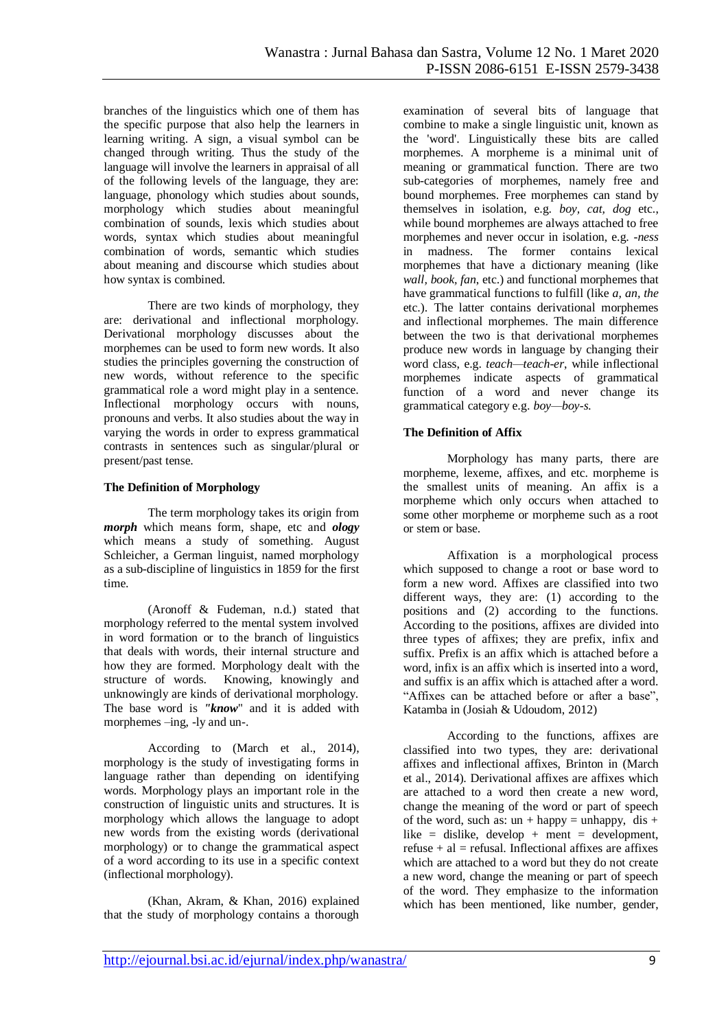branches of the linguistics which one of them has the specific purpose that also help the learners in learning writing. A sign, a visual symbol can be changed through writing. Thus the study of the language will involve the learners in appraisal of all of the following levels of the language, they are: language, phonology which studies about sounds, morphology which studies about meaningful combination of sounds, lexis which studies about words, syntax which studies about meaningful combination of words, semantic which studies about meaning and discourse which studies about how syntax is combined.

There are two kinds of morphology, they are: derivational and inflectional morphology. Derivational morphology discusses about the morphemes can be used to form new words. It also studies the principles governing the construction of new words, without reference to the specific grammatical role a word might play in a sentence. Inflectional morphology occurs with nouns, pronouns and verbs. It also studies about the way in varying the words in order to express grammatical contrasts in sentences such as singular/plural or present/past tense.

**The Definition of Morphology**

The term morphology takes its origin from ***morph*** which means form, shape, etc and ***ology*** which means a study of something. August Schleicher, a German linguist, named morphology as a sub-discipline of linguistics in 1859 for the first time.

(Aronoff & Fudeman, n.d.) stated that morphology referred to the mental system involved in word formation or to the branch of linguistics that deals with words, their internal structure and how they are formed. Morphology dealt with the structure of words. Knowing, knowingly and unknowingly are kinds of derivational morphology. The base word is *"**know**"* and it is added with morphemes –ing, -ly and un-.

According to (March et al., 2014), morphology is the study of investigating forms in language rather than depending on identifying words. Morphology plays an important role in the construction of linguistic units and structures. It is morphology which allows the language to adopt new words from the existing words (derivational morphology) or to change the grammatical aspect of a word according to its use in a specific context (inflectional morphology).

(Khan, Akram, & Khan, 2016) explained that the study of morphology contains a thorough examination of several bits of language that combine to make a single linguistic unit, known as the 'word'. Linguistically these bits are called morphemes. A morpheme is a minimal unit of meaning or grammatical function. There are two sub-categories of morphemes, namely free and bound morphemes. Free morphemes can stand by themselves in isolation, e.g. *boy, cat, dog* etc., while bound morphemes are always attached to free morphemes and never occur in isolation, e.g. *-ness* in madness. The former contains lexical morphemes that have a dictionary meaning (like *wall, book, fan*, etc.) and functional morphemes that have grammatical functions to fulfill (like *a, an, the* etc.). The latter contains derivational morphemes and inflectional morphemes. The main difference between the two is that derivational morphemes produce new words in language by changing their word class, e.g. *teach—teach-er*, while inflectional morphemes indicate aspects of grammatical function of a word and never change its grammatical category e.g. *boy—boy-s.*

**The Definition of Affix**

Morphology has many parts, there are morpheme, lexeme, affixes, and etc. morpheme is the smallest units of meaning. An affix is a morpheme which only occurs when attached to some other morpheme or morpheme such as a root or stem or base.

Affixation is a morphological process which supposed to change a root or base word to form a new word. Affixes are classified into two different ways, they are: (1) according to the positions and (2) according to the functions. According to the positions, affixes are divided into three types of affixes; they are prefix, infix and suffix. Prefix is an affix which is attached before a word, infix is an affix which is inserted into a word, and suffix is an affix which is attached after a word. "Affixes can be attached before or after a base", Katamba in (Josiah & Udoudom, 2012)

According to the functions, affixes are classified into two types, they are: derivational affixes and inflectional affixes, Brinton in (March et al., 2014). Derivational affixes are affixes which are attached to a word then create a new word, change the meaning of the word or part of speech of the word, such as: un + happy = unhappy, dis + like = dislike, develop + ment = development, refuse + al = refusal. Inflectional affixes are affixes which are attached to a word but they do not create a new word, change the meaning or part of speech of the word. They emphasize to the information which has been mentioned, like number, gender,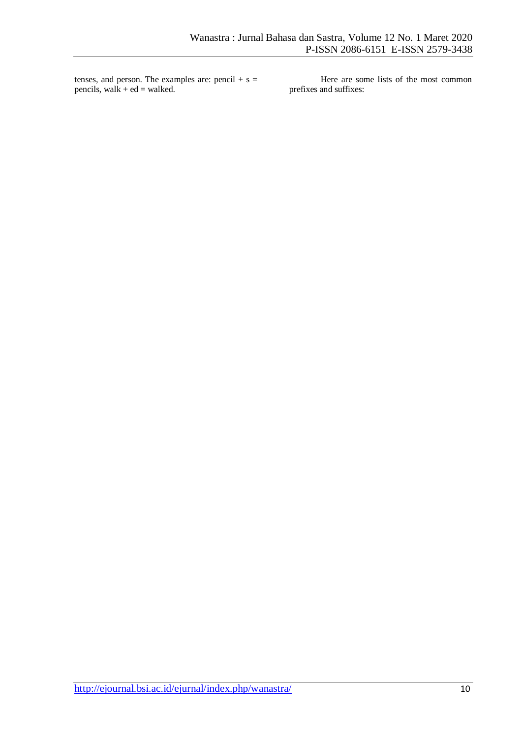tenses, and person. The examples are: pencil + s = pencils, walk + ed = walked.

Here are some lists of the most common prefixes and suffixes: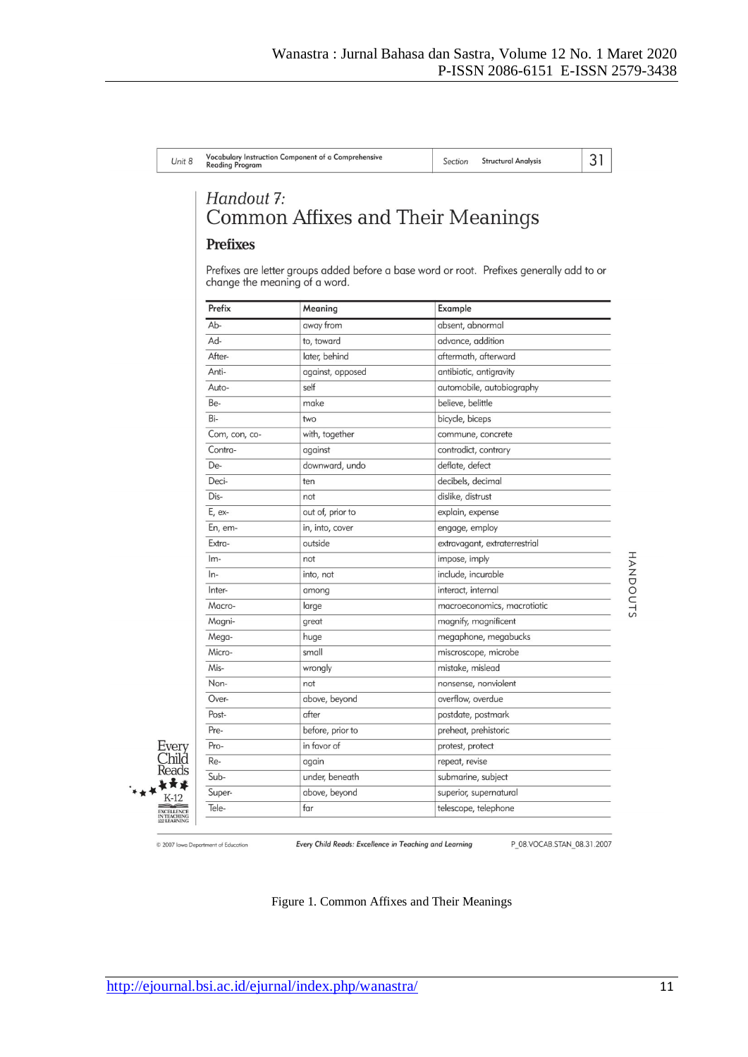Unit 8 | Vocabulary Instruction Component of a Comprehensive Reading Program | Section | Structural Analysis | 31

*Handout 7:*

## Common Affixes and Their Meanings

### Prefixes

Prefixes are letter groups added before a base word or root. Prefixes generally add to or change the meaning of a word.

| Prefix | Meaning | Example |
|---|---|---|
| Ab- | away from | absent, abnormal |
| Ad- | to, toward | advance, addition |
| After- | later, behind | aftermath, afterward |
| Anti- | against, opposed | antibiotic, antigravity |
| Auto- | self | automobile, autobiography |
| Be- | make | believe, belittle |
| Bi- | two | bicycle, biceps |
| Com, con, co- | with, together | commune, concrete |
| Contra- | against | contradict, contrary |
| De- | downward, undo | deflate, defect |
| Deci- | ten | decibels, decimal |
| Dis- | not | dislike, distrust |
| E, ex- | out of, prior to | explain, expense |
| En, em- | in, into, cover | engage, employ |
| Extra- | outside | extravagant, extraterrestrial |
| Im- | not | impose, imply |
| In- | into, not | include, incurable |
| Inter- | among | interact, internal |
| Macro- | large | macroeconomics, macrotiotic |
| Magni- | great | magnify, magnificent |
| Mega- | huge | megaphone, megabucks |
| Micro- | small | miscroscope, microbe |
| Mis- | wrongly | mistake, mislead |
| Non- | not | nonsense, nonviolent |
| Over- | above, beyond | overflow, overdue |
| Post- | after | postdate, postmark |
| Pre- | before, prior to | preheat, prehistoric |
| Pro- | in favor of | protest, protect |
| Re- | again | repeat, revise |
| Sub- | under, beneath | submarine, subject |
| Super- | above, beyond | superior, supernatural |
| Tele- | far | telescope, telephone |

HANDOUTS

Every Child Reads K-12 EXCELLENCE IN TEACHING AND LEARNING

© 2007 Iowa Department of Education | *Every Child Reads: Excellence in Teaching and Learning* | P_08.VOCAB.STAN_08.31.2007

Figure 1. Common Affixes and Their Meanings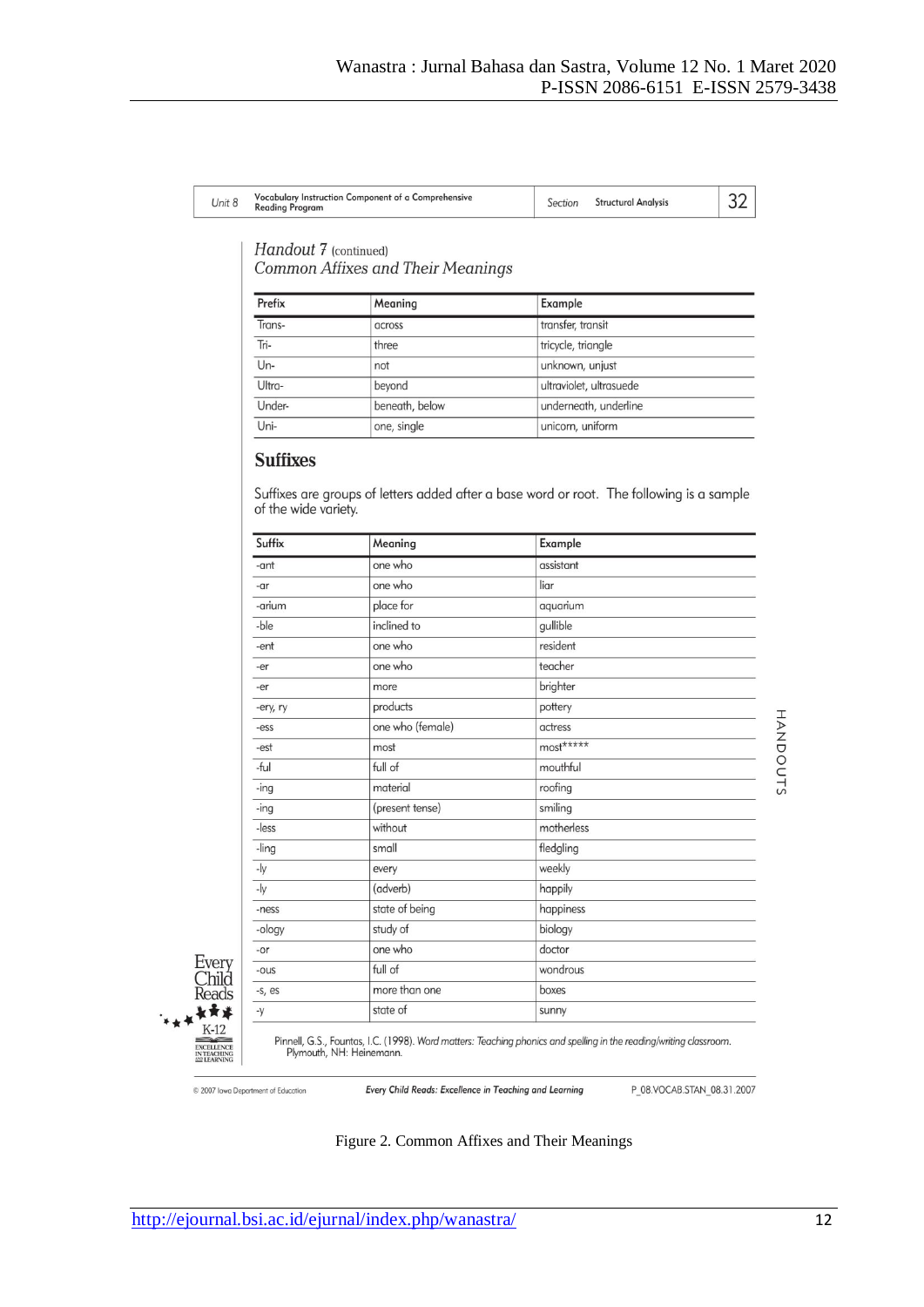Unit 8 Vocabulary Instruction Component of a Comprehensive Reading Program | Section Structural Analysis | 32

*Handout 7* (continued)
*Common Affixes and Their Meanings*

| Prefix | Meaning | Example |
|---|---|---|
| Trans- | across | transfer, transit |
| Tri- | three | tricycle, triangle |
| Un- | not | unknown, unjust |
| Ultra- | beyond | ultraviolet, ultrasuede |
| Under- | beneath, below | underneath, underline |
| Uni- | one, single | unicorn, uniform |

## Suffixes

Suffixes are groups of letters added after a base word or root. The following is a sample of the wide variety.

| Suffix | Meaning | Example |
|---|---|---|
| -ant | one who | assistant |
| -ar | one who | liar |
| -arium | place for | aquarium |
| -ble | inclined to | gullible |
| -ent | one who | resident |
| -er | one who | teacher |
| -er | more | brighter |
| -ery, ry | products | pottery |
| -ess | one who (female) | actress |
| -est | most | most***** |
| -ful | full of | mouthful |
| -ing | material | roofing |
| -ing | (present tense) | smiling |
| -less | without | motherless |
| -ling | small | fledgling |
| -ly | every | weekly |
| -ly | (adverb) | happily |
| -ness | state of being | happiness |
| -ology | study of | biology |
| -or | one who | doctor |
| -ous | full of | wondrous |
| -s, es | more than one | boxes |
| -y | state of | sunny |

Pinnell, G.S., Fountas, I.C. (1998). *Word matters: Teaching phonics and spelling in the reading/writing classroom.* Plymouth, NH: Heinemann.

© 2007 Iowa Department of Education — *Every Child Reads: Excellence in Teaching and Learning* — P_08.VOCAB.STAN_08.31.2007

Figure 2. Common Affixes and Their Meanings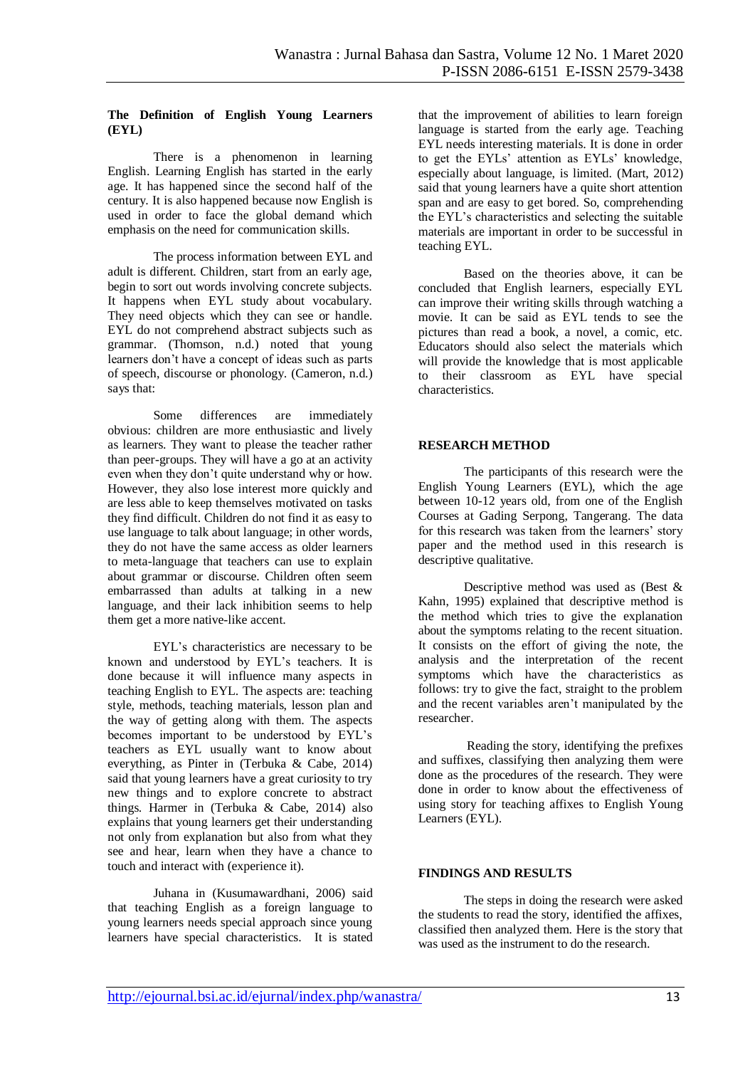### The Definition of English Young Learners (EYL)

There is a phenomenon in learning English. Learning English has started in the early age. It has happened since the second half of the century. It is also happened because now English is used in order to face the global demand which emphasis on the need for communication skills.

The process information between EYL and adult is different. Children, start from an early age, begin to sort out words involving concrete subjects. It happens when EYL study about vocabulary. They need objects which they can see or handle. EYL do not comprehend abstract subjects such as grammar. (Thomson, n.d.) noted that young learners don't have a concept of ideas such as parts of speech, discourse or phonology. (Cameron, n.d.) says that:

> Some differences are immediately obvious: children are more enthusiastic and lively as learners. They want to please the teacher rather than peer-groups. They will have a go at an activity even when they don't quite understand why or how. However, they also lose interest more quickly and are less able to keep themselves motivated on tasks they find difficult. Children do not find it as easy to use language to talk about language; in other words, they do not have the same access as older learners to meta-language that teachers can use to explain about grammar or discourse. Children often seem embarrassed than adults at talking in a new language, and their lack inhibition seems to help them get a more native-like accent.

EYL's characteristics are necessary to be known and understood by EYL's teachers. It is done because it will influence many aspects in teaching English to EYL. The aspects are: teaching style, methods, teaching materials, lesson plan and the way of getting along with them. The aspects becomes important to be understood by EYL's teachers as EYL usually want to know about everything, as Pinter in (Terbuka & Cabe, 2014) said that young learners have a great curiosity to try new things and to explore concrete to abstract things. Harmer in (Terbuka & Cabe, 2014) also explains that young learners get their understanding not only from explanation but also from what they see and hear, learn when they have a chance to touch and interact with (experience it).

Juhana in (Kusumawardhani, 2006) said that teaching English as a foreign language to young learners needs special approach since young learners have special characteristics. It is stated that the improvement of abilities to learn foreign language is started from the early age. Teaching EYL needs interesting materials. It is done in order to get the EYLs' attention as EYLs' knowledge, especially about language, is limited. (Mart, 2012) said that young learners have a quite short attention span and are easy to get bored. So, comprehending the EYL's characteristics and selecting the suitable materials are important in order to be successful in teaching EYL.

Based on the theories above, it can be concluded that English learners, especially EYL can improve their writing skills through watching a movie. It can be said as EYL tends to see the pictures than read a book, a novel, a comic, etc. Educators should also select the materials which will provide the knowledge that is most applicable to their classroom as EYL have special characteristics.

## RESEARCH METHOD

The participants of this research were the English Young Learners (EYL), which the age between 10-12 years old, from one of the English Courses at Gading Serpong, Tangerang. The data for this research was taken from the learners' story paper and the method used in this research is descriptive qualitative.

Descriptive method was used as (Best & Kahn, 1995) explained that descriptive method is the method which tries to give the explanation about the symptoms relating to the recent situation. It consists on the effort of giving the note, the analysis and the interpretation of the recent symptoms which have the characteristics as follows: try to give the fact, straight to the problem and the recent variables aren't manipulated by the researcher.

Reading the story, identifying the prefixes and suffixes, classifying then analyzing them were done as the procedures of the research. They were done in order to know about the effectiveness of using story for teaching affixes to English Young Learners (EYL).

## FINDINGS AND RESULTS

The steps in doing the research were asked the students to read the story, identified the affixes, classified then analyzed them. Here is the story that was used as the instrument to do the research.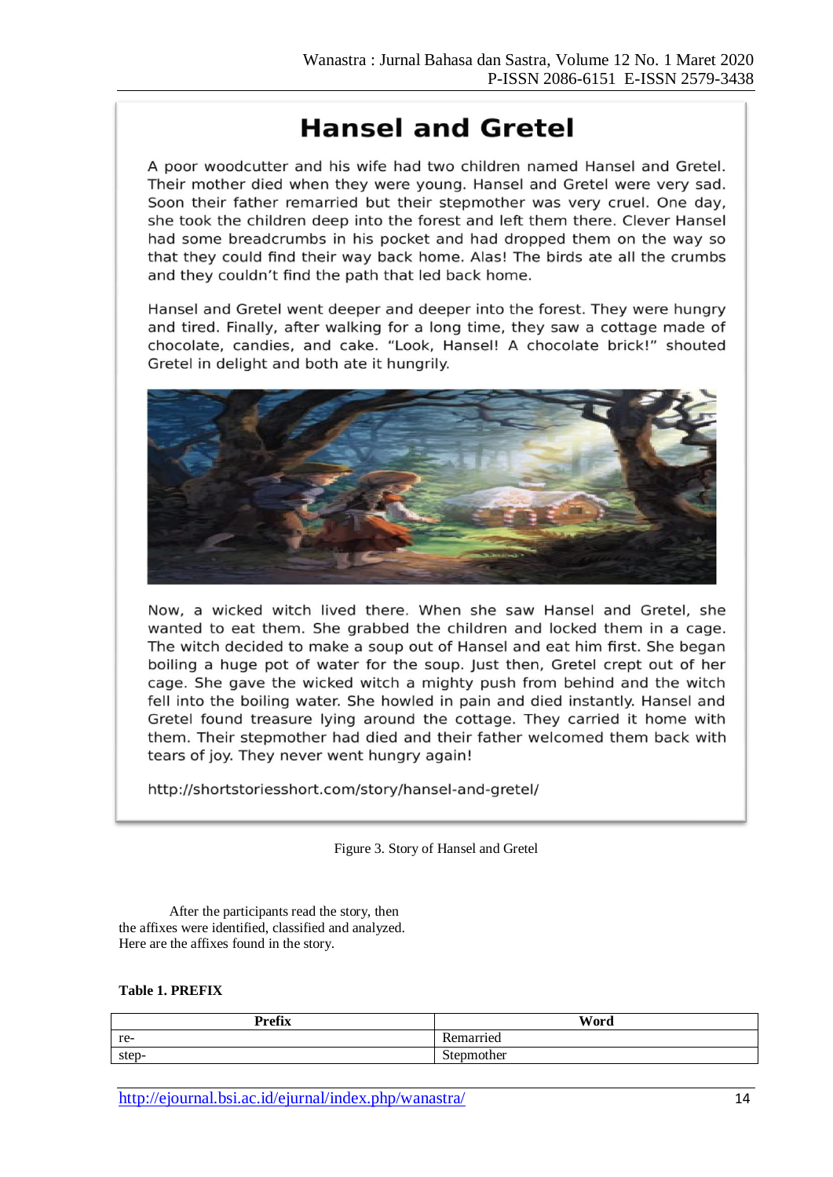## Hansel and Gretel

A poor woodcutter and his wife had two children named Hansel and Gretel. Their mother died when they were young. Hansel and Gretel were very sad. Soon their father remarried but their stepmother was very cruel. One day, she took the children deep into the forest and left them there. Clever Hansel had some breadcrumbs in his pocket and had dropped them on the way so that they could find their way back home. Alas! The birds ate all the crumbs and they couldn't find the path that led back home.

Hansel and Gretel went deeper and deeper into the forest. They were hungry and tired. Finally, after walking for a long time, they saw a cottage made of chocolate, candies, and cake. "Look, Hansel! A chocolate brick!" shouted Gretel in delight and both ate it hungrily.

Now, a wicked witch lived there. When she saw Hansel and Gretel, she wanted to eat them. She grabbed the children and locked them in a cage. The witch decided to make a soup out of Hansel and eat him first. She began boiling a huge pot of water for the soup. Just then, Gretel crept out of her cage. She gave the wicked witch a mighty push from behind and the witch fell into the boiling water. She howled in pain and died instantly. Hansel and Gretel found treasure lying around the cottage. They carried it home with them. Their stepmother had died and their father welcomed them back with tears of joy. They never went hungry again!

http://shortstoriesshort.com/story/hansel-and-gretel/

Figure 3. Story of Hansel and Gretel

After the participants read the story, then the affixes were identified, classified and analyzed. Here are the affixes found in the story.

**Table 1. PREFIX**

| Prefix | Word |
|---|---|
| re- | Remarried |
| step- | Stepmother |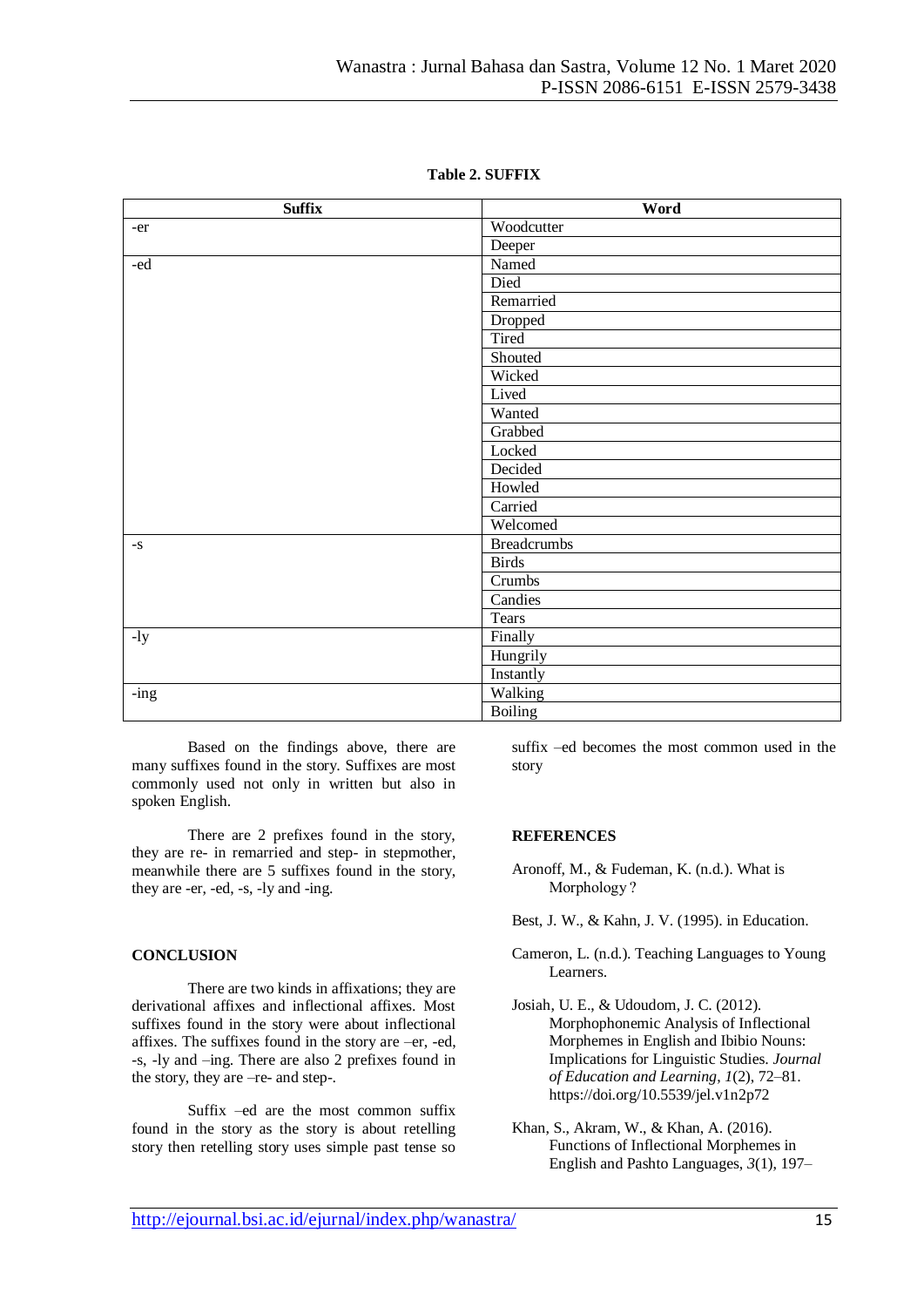**Table 2. SUFFIX**

| Suffix | Word |
|---|---|
| -er | Woodcutter |
| | Deeper |
| -ed | Named |
| | Died |
| | Remarried |
| | Dropped |
| | Tired |
| | Shouted |
| | Wicked |
| | Lived |
| | Wanted |
| | Grabbed |
| | Locked |
| | Decided |
| | Howled |
| | Carried |
| | Welcomed |
| -s | Breadcrumbs |
| | Birds |
| | Crumbs |
| | Candies |
| | Tears |
| -ly | Finally |
| | Hungrily |
| | Instantly |
| -ing | Walking |
| | Boiling |

Based on the findings above, there are many suffixes found in the story. Suffixes are most commonly used not only in written but also in spoken English.

There are 2 prefixes found in the story, they are re- in remarried and step- in stepmother, meanwhile there are 5 suffixes found in the story, they are -er, -ed, -s, -ly and -ing.

## CONCLUSION

There are two kinds in affixations; they are derivational affixes and inflectional affixes. Most suffixes found in the story were about inflectional affixes. The suffixes found in the story are –er, -ed, -s, -ly and –ing. There are also 2 prefixes found in the story, they are –re- and step-.

Suffix –ed are the most common suffix found in the story as the story is about retelling story then retelling story uses simple past tense so suffix –ed becomes the most common used in the story

## REFERENCES

Aronoff, M., & Fudeman, K. (n.d.). What is Morphology ?

Best, J. W., & Kahn, J. V. (1995). in Education.

Cameron, L. (n.d.). Teaching Languages to Young Learners.

Josiah, U. E., & Udoudom, J. C. (2012). Morphophonemic Analysis of Inflectional Morphemes in English and Ibibio Nouns: Implications for Linguistic Studies. *Journal of Education and Learning*, *1*(2), 72–81. https://doi.org/10.5539/jel.v1n2p72

Khan, S., Akram, W., & Khan, A. (2016). Functions of Inflectional Morphemes in English and Pashto Languages, *3*(1), 197–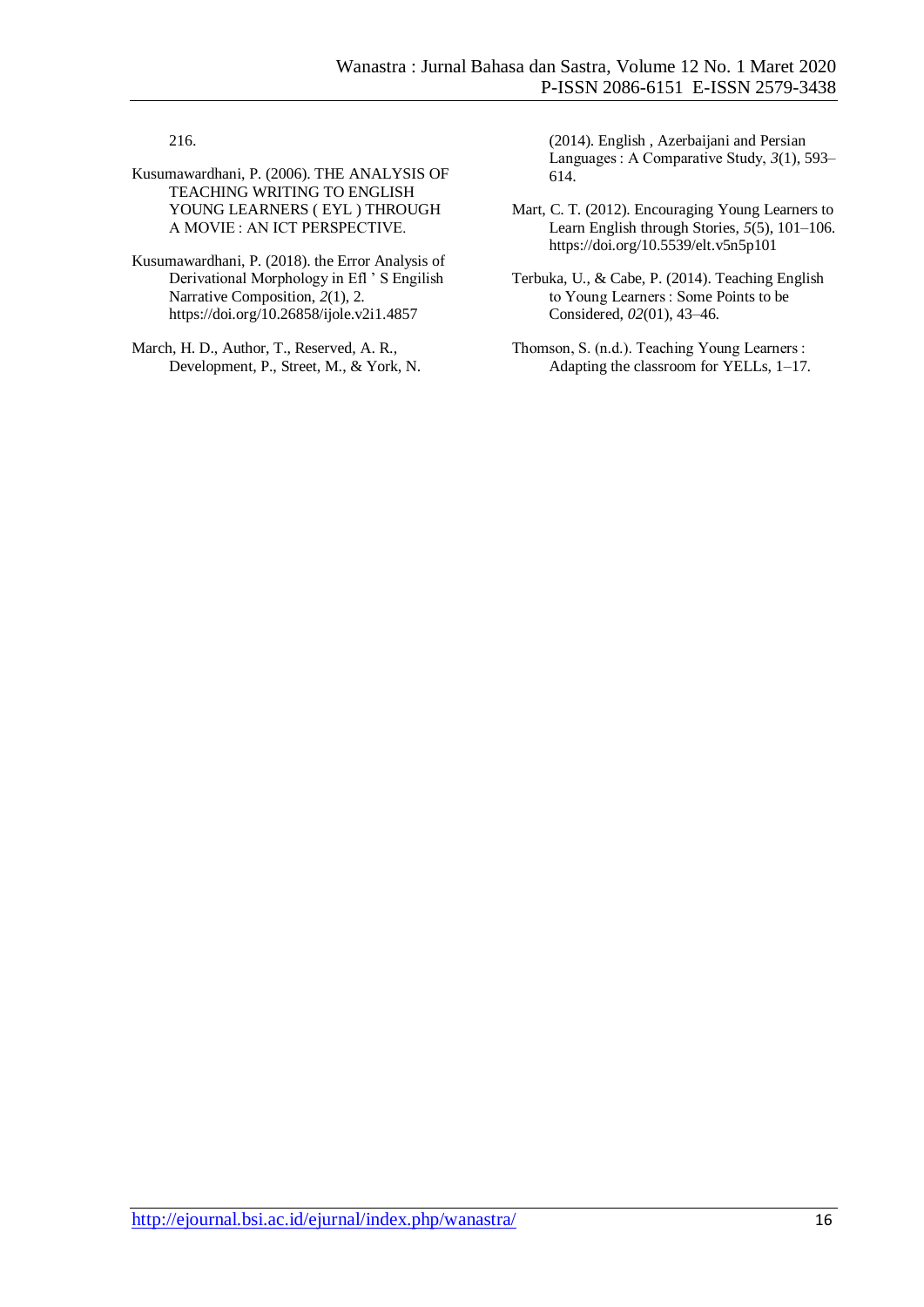216.

Kusumawardhani, P. (2006). THE ANALYSIS OF TEACHING WRITING TO ENGLISH YOUNG LEARNERS ( EYL ) THROUGH A MOVIE : AN ICT PERSPECTIVE.

Kusumawardhani, P. (2018). the Error Analysis of Derivational Morphology in Efl ' S Engilish Narrative Composition, *2*(1), 2. https://doi.org/10.26858/ijole.v2i1.4857

March, H. D., Author, T., Reserved, A. R., Development, P., Street, M., & York, N. (2014). English , Azerbaijani and Persian Languages : A Comparative Study, *3*(1), 593–614.

Mart, C. T. (2012). Encouraging Young Learners to Learn English through Stories, *5*(5), 101–106. https://doi.org/10.5539/elt.v5n5p101

Terbuka, U., & Cabe, P. (2014). Teaching English to Young Learners : Some Points to be Considered, *02*(01), 43–46.

Thomson, S. (n.d.). Teaching Young Learners : Adapting the classroom for YELLs, 1–17.